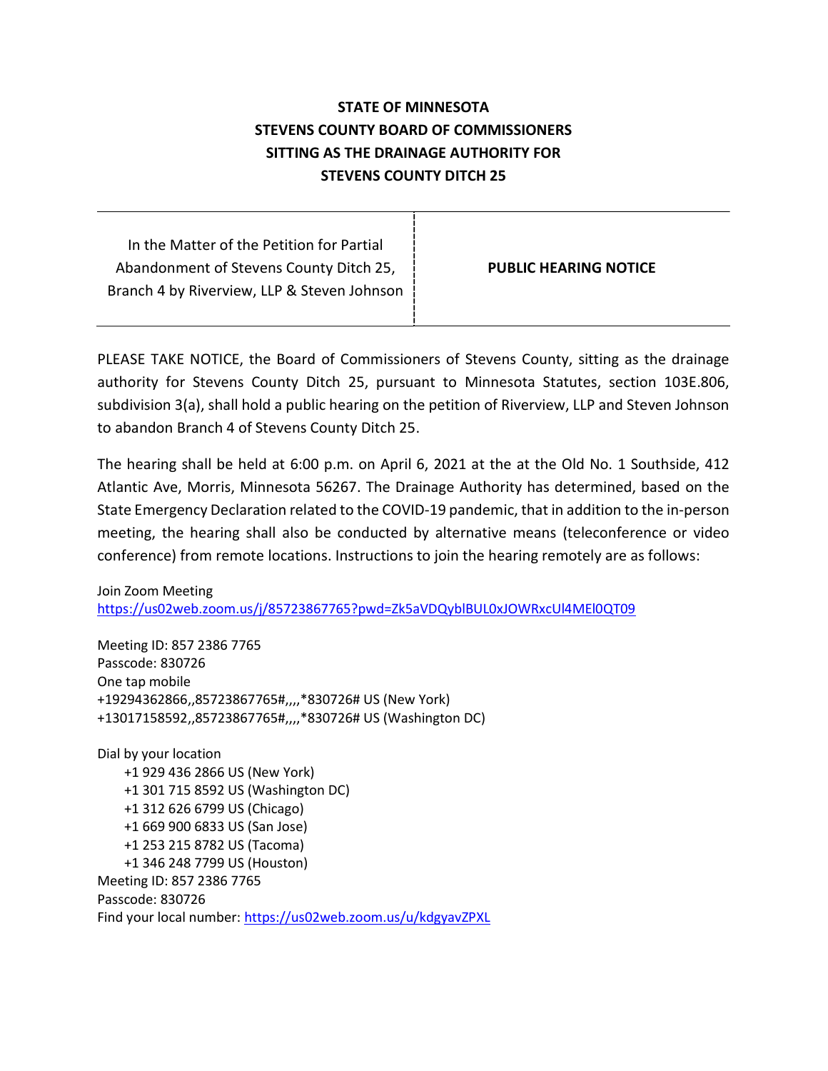**STATE OF MINNESOTA**
**STEVENS COUNTY BOARD OF COMMISSIONERS**
**SITTING AS THE DRAINAGE AUTHORITY FOR**
**STEVENS COUNTY DITCH 25**

| In the Matter of the Petition for Partial Abandonment of Stevens County Ditch 25, Branch 4 by Riverview, LLP & Steven Johnson | **PUBLIC HEARING NOTICE** |
|---|---|

PLEASE TAKE NOTICE, the Board of Commissioners of Stevens County, sitting as the drainage authority for Stevens County Ditch 25, pursuant to Minnesota Statutes, section 103E.806, subdivision 3(a), shall hold a public hearing on the petition of Riverview, LLP and Steven Johnson to abandon Branch 4 of Stevens County Ditch 25.

The hearing shall be held at 6:00 p.m. on April 6, 2021 at the at the Old No. 1 Southside, 412 Atlantic Ave, Morris, Minnesota 56267. The Drainage Authority has determined, based on the State Emergency Declaration related to the COVID-19 pandemic, that in addition to the in-person meeting, the hearing shall also be conducted by alternative means (teleconference or video conference) from remote locations. Instructions to join the hearing remotely are as follows:

Join Zoom Meeting
https://us02web.zoom.us/j/85723867765?pwd=Zk5aVDQyblBUL0xJOWRxcUl4MEl0QT09

Meeting ID: 857 2386 7765
Passcode: 830726
One tap mobile
+19294362866,,85723867765#,,,,*830726# US (New York)
+13017158592,,85723867765#,,,,*830726# US (Washington DC)

Dial by your location
- +1 929 436 2866 US (New York)
- +1 301 715 8592 US (Washington DC)
- +1 312 626 6799 US (Chicago)
- +1 669 900 6833 US (San Jose)
- +1 253 215 8782 US (Tacoma)
- +1 346 248 7799 US (Houston)

Meeting ID: 857 2386 7765
Passcode: 830726
Find your local number: https://us02web.zoom.us/u/kdgyavZPXL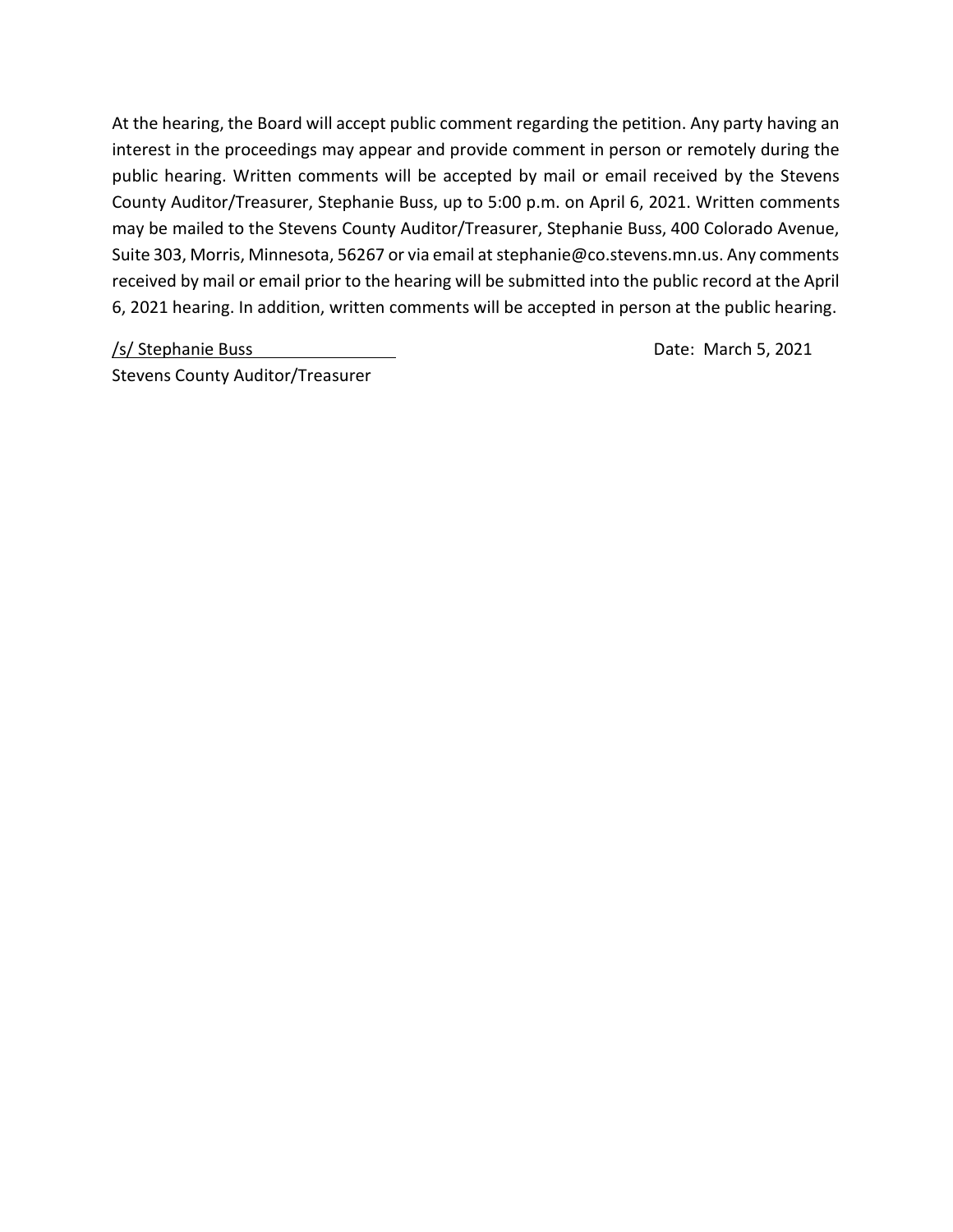At the hearing, the Board will accept public comment regarding the petition. Any party having an interest in the proceedings may appear and provide comment in person or remotely during the public hearing. Written comments will be accepted by mail or email received by the Stevens County Auditor/Treasurer, Stephanie Buss, up to 5:00 p.m. on April 6, 2021. Written comments may be mailed to the Stevens County Auditor/Treasurer, Stephanie Buss, 400 Colorado Avenue, Suite 303, Morris, Minnesota, 56267 or via email at stephanie@co.stevens.mn.us. Any comments received by mail or email prior to the hearing will be submitted into the public record at the April 6, 2021 hearing. In addition, written comments will be accepted in person at the public hearing.

/s/ Stephanie Buss

Stevens County Auditor/Treasurer

Date: March 5, 2021